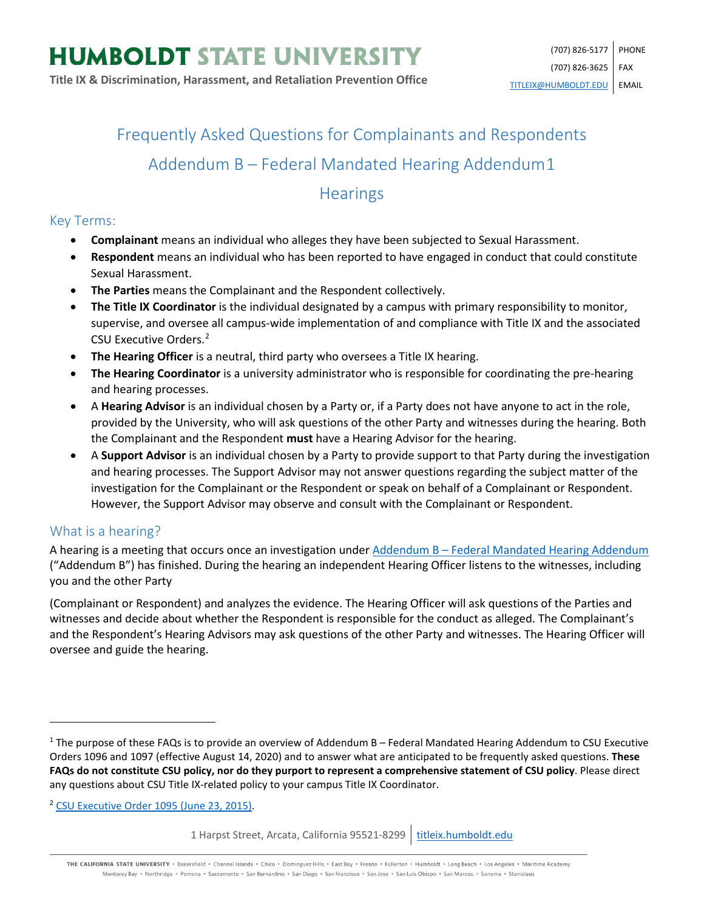# HUMBOLDT STATE UNIVERSITY

**Title IX & Discrimination, Harassment, and Retaliation Prevention Office**

(707) 826-5177 PHONE
(707) 826-3625 FAX
TITLEIX@HUMBOLDT.EDU EMAIL

## Frequently Asked Questions for Complainants and Respondents

## Addendum B – Federal Mandated Hearing Addendum[1]

## Hearings

### Key Terms:

- **Complainant** means an individual who alleges they have been subjected to Sexual Harassment.
- **Respondent** means an individual who has been reported to have engaged in conduct that could constitute Sexual Harassment.
- **The Parties** means the Complainant and the Respondent collectively.
- **The Title IX Coordinator** is the individual designated by a campus with primary responsibility to monitor, supervise, and oversee all campus-wide implementation of and compliance with Title IX and the associated CSU Executive Orders.[2]
- **The Hearing Officer** is a neutral, third party who oversees a Title IX hearing.
- **The Hearing Coordinator** is a university administrator who is responsible for coordinating the pre-hearing and hearing processes.
- A **Hearing Advisor** is an individual chosen by a Party or, if a Party does not have anyone to act in the role, provided by the University, who will ask questions of the other Party and witnesses during the hearing. Both the Complainant and the Respondent **must** have a Hearing Advisor for the hearing.
- A **Support Advisor** is an individual chosen by a Party to provide support to that Party during the investigation and hearing processes. The Support Advisor may not answer questions regarding the subject matter of the investigation for the Complainant or the Respondent or speak on behalf of a Complainant or Respondent. However, the Support Advisor may observe and consult with the Complainant or Respondent.

### What is a hearing?

A hearing is a meeting that occurs once an investigation under Addendum B – Federal Mandated Hearing Addendum ("Addendum B") has finished. During the hearing an independent Hearing Officer listens to the witnesses, including you and the other Party

(Complainant or Respondent) and analyzes the evidence. The Hearing Officer will ask questions of the Parties and witnesses and decide about whether the Respondent is responsible for the conduct as alleged. The Complainant's and the Respondent's Hearing Advisors may ask questions of the other Party and witnesses. The Hearing Officer will oversee and guide the hearing.

---

[1] The purpose of these FAQs is to provide an overview of Addendum B – Federal Mandated Hearing Addendum to CSU Executive Orders 1096 and 1097 (effective August 14, 2020) and to answer what are anticipated to be frequently asked questions. **These FAQs do not constitute CSU policy, nor do they purport to represent a comprehensive statement of CSU policy**. Please direct any questions about CSU Title IX-related policy to your campus Title IX Coordinator.

[2] CSU Executive Order 1095 (June 23, 2015).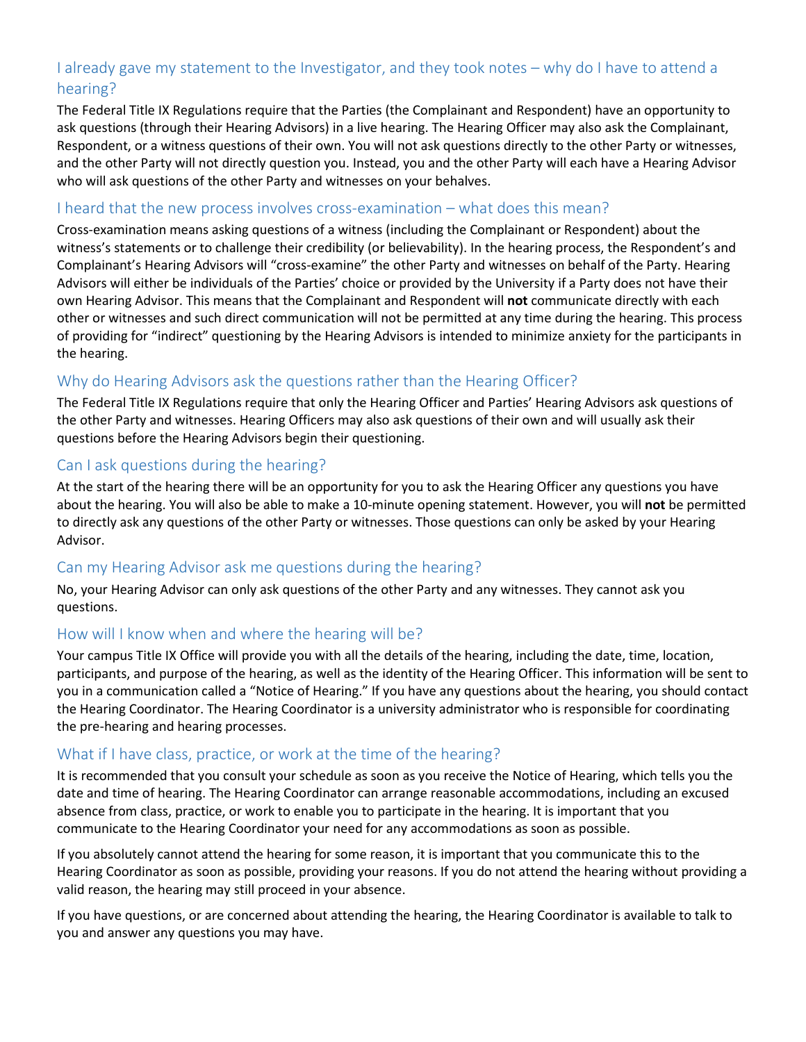## I already gave my statement to the Investigator, and they took notes – why do I have to attend a hearing?

The Federal Title IX Regulations require that the Parties (the Complainant and Respondent) have an opportunity to ask questions (through their Hearing Advisors) in a live hearing. The Hearing Officer may also ask the Complainant, Respondent, or a witness questions of their own. You will not ask questions directly to the other Party or witnesses, and the other Party will not directly question you. Instead, you and the other Party will each have a Hearing Advisor who will ask questions of the other Party and witnesses on your behalves.

## I heard that the new process involves cross-examination – what does this mean?

Cross-examination means asking questions of a witness (including the Complainant or Respondent) about the witness's statements or to challenge their credibility (or believability). In the hearing process, the Respondent's and Complainant's Hearing Advisors will "cross-examine" the other Party and witnesses on behalf of the Party. Hearing Advisors will either be individuals of the Parties' choice or provided by the University if a Party does not have their own Hearing Advisor. This means that the Complainant and Respondent will **not** communicate directly with each other or witnesses and such direct communication will not be permitted at any time during the hearing. This process of providing for "indirect" questioning by the Hearing Advisors is intended to minimize anxiety for the participants in the hearing.

## Why do Hearing Advisors ask the questions rather than the Hearing Officer?

The Federal Title IX Regulations require that only the Hearing Officer and Parties' Hearing Advisors ask questions of the other Party and witnesses. Hearing Officers may also ask questions of their own and will usually ask their questions before the Hearing Advisors begin their questioning.

## Can I ask questions during the hearing?

At the start of the hearing there will be an opportunity for you to ask the Hearing Officer any questions you have about the hearing. You will also be able to make a 10-minute opening statement. However, you will **not** be permitted to directly ask any questions of the other Party or witnesses. Those questions can only be asked by your Hearing Advisor.

## Can my Hearing Advisor ask me questions during the hearing?

No, your Hearing Advisor can only ask questions of the other Party and any witnesses. They cannot ask you questions.

## How will I know when and where the hearing will be?

Your campus Title IX Office will provide you with all the details of the hearing, including the date, time, location, participants, and purpose of the hearing, as well as the identity of the Hearing Officer. This information will be sent to you in a communication called a "Notice of Hearing." If you have any questions about the hearing, you should contact the Hearing Coordinator. The Hearing Coordinator is a university administrator who is responsible for coordinating the pre-hearing and hearing processes.

## What if I have class, practice, or work at the time of the hearing?

It is recommended that you consult your schedule as soon as you receive the Notice of Hearing, which tells you the date and time of hearing. The Hearing Coordinator can arrange reasonable accommodations, including an excused absence from class, practice, or work to enable you to participate in the hearing. It is important that you communicate to the Hearing Coordinator your need for any accommodations as soon as possible.

If you absolutely cannot attend the hearing for some reason, it is important that you communicate this to the Hearing Coordinator as soon as possible, providing your reasons. If you do not attend the hearing without providing a valid reason, the hearing may still proceed in your absence.

If you have questions, or are concerned about attending the hearing, the Hearing Coordinator is available to talk to you and answer any questions you may have.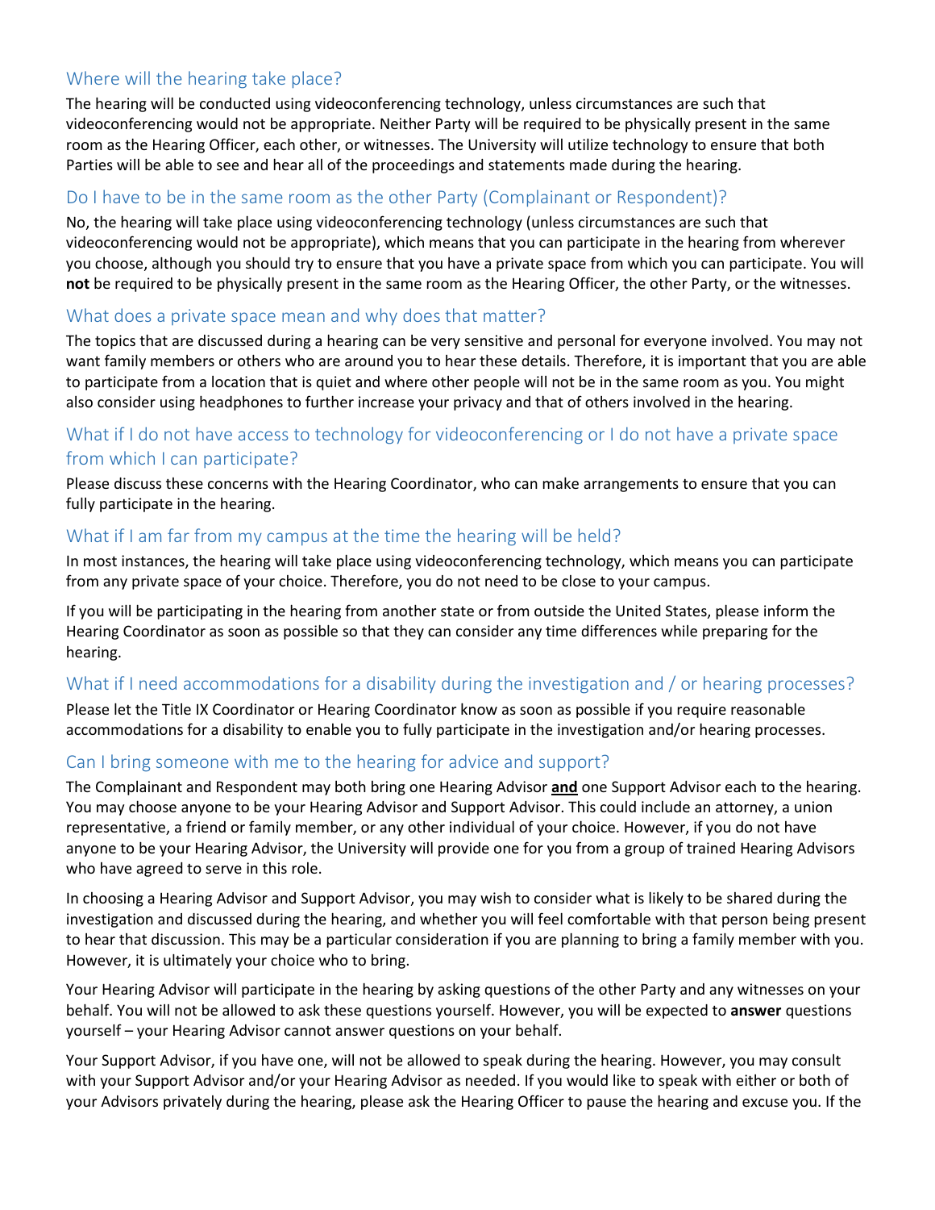## Where will the hearing take place?

The hearing will be conducted using videoconferencing technology, unless circumstances are such that videoconferencing would not be appropriate. Neither Party will be required to be physically present in the same room as the Hearing Officer, each other, or witnesses. The University will utilize technology to ensure that both Parties will be able to see and hear all of the proceedings and statements made during the hearing.

## Do I have to be in the same room as the other Party (Complainant or Respondent)?

No, the hearing will take place using videoconferencing technology (unless circumstances are such that videoconferencing would not be appropriate), which means that you can participate in the hearing from wherever you choose, although you should try to ensure that you have a private space from which you can participate. You will **not** be required to be physically present in the same room as the Hearing Officer, the other Party, or the witnesses.

## What does a private space mean and why does that matter?

The topics that are discussed during a hearing can be very sensitive and personal for everyone involved. You may not want family members or others who are around you to hear these details. Therefore, it is important that you are able to participate from a location that is quiet and where other people will not be in the same room as you. You might also consider using headphones to further increase your privacy and that of others involved in the hearing.

## What if I do not have access to technology for videoconferencing or I do not have a private space from which I can participate?

Please discuss these concerns with the Hearing Coordinator, who can make arrangements to ensure that you can fully participate in the hearing.

## What if I am far from my campus at the time the hearing will be held?

In most instances, the hearing will take place using videoconferencing technology, which means you can participate from any private space of your choice. Therefore, you do not need to be close to your campus.

If you will be participating in the hearing from another state or from outside the United States, please inform the Hearing Coordinator as soon as possible so that they can consider any time differences while preparing for the hearing.

## What if I need accommodations for a disability during the investigation and / or hearing processes?

Please let the Title IX Coordinator or Hearing Coordinator know as soon as possible if you require reasonable accommodations for a disability to enable you to fully participate in the investigation and/or hearing processes.

## Can I bring someone with me to the hearing for advice and support?

The Complainant and Respondent may both bring one Hearing Advisor **and** one Support Advisor each to the hearing. You may choose anyone to be your Hearing Advisor and Support Advisor. This could include an attorney, a union representative, a friend or family member, or any other individual of your choice. However, if you do not have anyone to be your Hearing Advisor, the University will provide one for you from a group of trained Hearing Advisors who have agreed to serve in this role.

In choosing a Hearing Advisor and Support Advisor, you may wish to consider what is likely to be shared during the investigation and discussed during the hearing, and whether you will feel comfortable with that person being present to hear that discussion. This may be a particular consideration if you are planning to bring a family member with you. However, it is ultimately your choice who to bring.

Your Hearing Advisor will participate in the hearing by asking questions of the other Party and any witnesses on your behalf. You will not be allowed to ask these questions yourself. However, you will be expected to **answer** questions yourself – your Hearing Advisor cannot answer questions on your behalf.

Your Support Advisor, if you have one, will not be allowed to speak during the hearing. However, you may consult with your Support Advisor and/or your Hearing Advisor as needed. If you would like to speak with either or both of your Advisors privately during the hearing, please ask the Hearing Officer to pause the hearing and excuse you. If the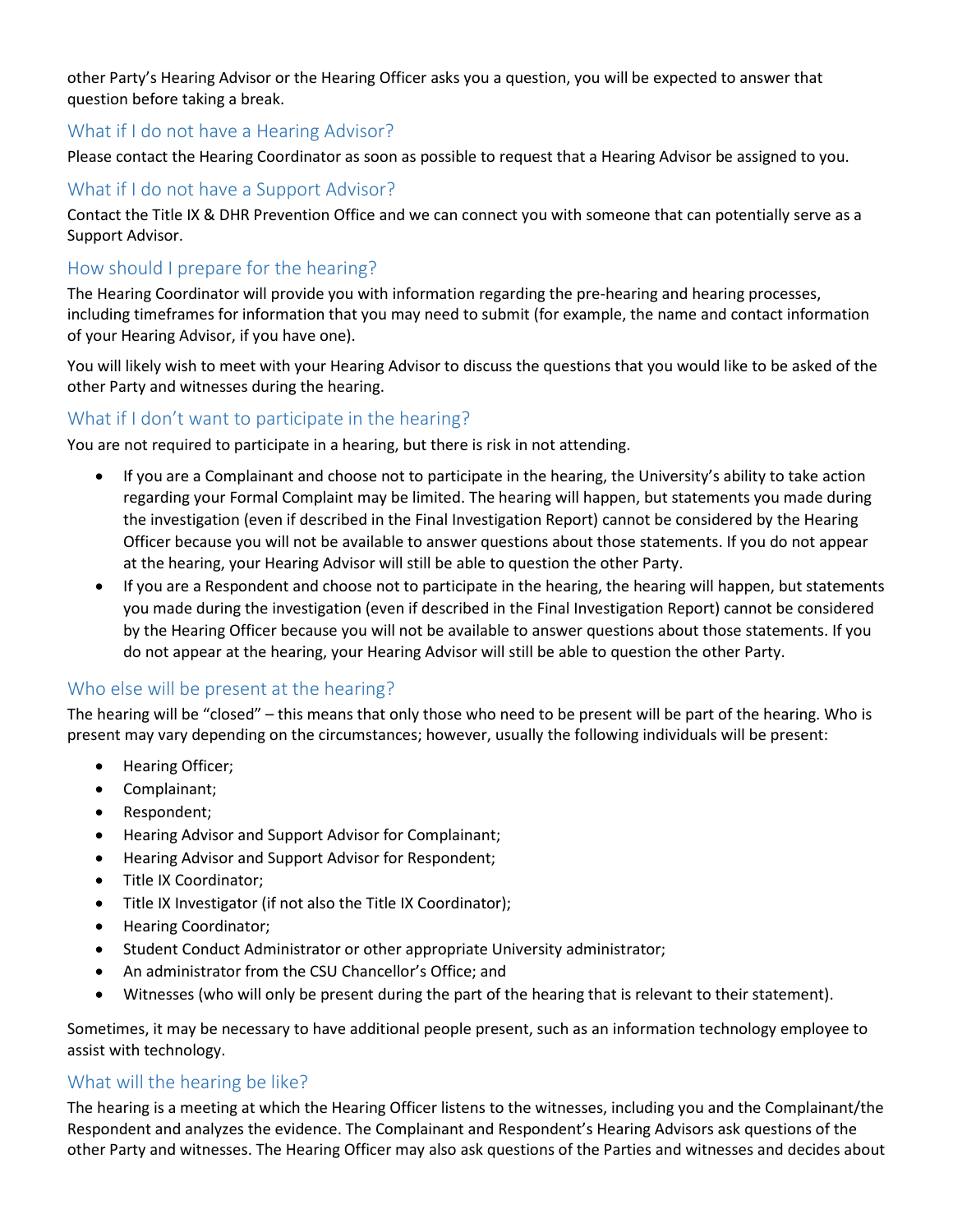other Party's Hearing Advisor or the Hearing Officer asks you a question, you will be expected to answer that question before taking a break.

## What if I do not have a Hearing Advisor?

Please contact the Hearing Coordinator as soon as possible to request that a Hearing Advisor be assigned to you.

## What if I do not have a Support Advisor?

Contact the Title IX & DHR Prevention Office and we can connect you with someone that can potentially serve as a Support Advisor.

## How should I prepare for the hearing?

The Hearing Coordinator will provide you with information regarding the pre-hearing and hearing processes, including timeframes for information that you may need to submit (for example, the name and contact information of your Hearing Advisor, if you have one).

You will likely wish to meet with your Hearing Advisor to discuss the questions that you would like to be asked of the other Party and witnesses during the hearing.

## What if I don't want to participate in the hearing?

You are not required to participate in a hearing, but there is risk in not attending.

- If you are a Complainant and choose not to participate in the hearing, the University's ability to take action regarding your Formal Complaint may be limited. The hearing will happen, but statements you made during the investigation (even if described in the Final Investigation Report) cannot be considered by the Hearing Officer because you will not be available to answer questions about those statements. If you do not appear at the hearing, your Hearing Advisor will still be able to question the other Party.
- If you are a Respondent and choose not to participate in the hearing, the hearing will happen, but statements you made during the investigation (even if described in the Final Investigation Report) cannot be considered by the Hearing Officer because you will not be available to answer questions about those statements. If you do not appear at the hearing, your Hearing Advisor will still be able to question the other Party.

## Who else will be present at the hearing?

The hearing will be "closed" – this means that only those who need to be present will be part of the hearing. Who is present may vary depending on the circumstances; however, usually the following individuals will be present:

- Hearing Officer;
- Complainant;
- Respondent;
- Hearing Advisor and Support Advisor for Complainant;
- Hearing Advisor and Support Advisor for Respondent;
- Title IX Coordinator;
- Title IX Investigator (if not also the Title IX Coordinator);
- Hearing Coordinator;
- Student Conduct Administrator or other appropriate University administrator;
- An administrator from the CSU Chancellor's Office; and
- Witnesses (who will only be present during the part of the hearing that is relevant to their statement).

Sometimes, it may be necessary to have additional people present, such as an information technology employee to assist with technology.

## What will the hearing be like?

The hearing is a meeting at which the Hearing Officer listens to the witnesses, including you and the Complainant/the Respondent and analyzes the evidence. The Complainant and Respondent's Hearing Advisors ask questions of the other Party and witnesses. The Hearing Officer may also ask questions of the Parties and witnesses and decides about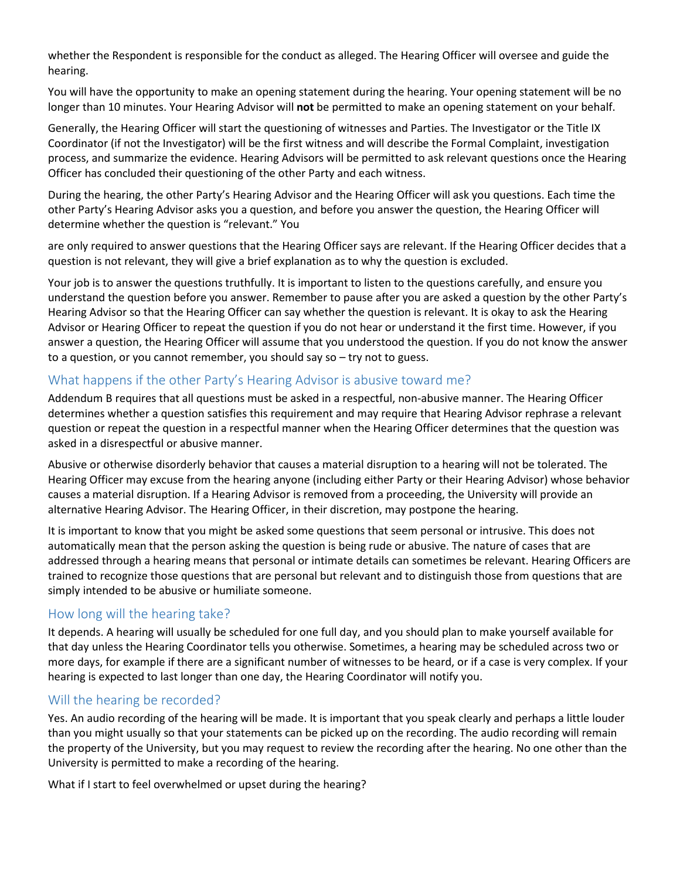whether the Respondent is responsible for the conduct as alleged. The Hearing Officer will oversee and guide the hearing.

You will have the opportunity to make an opening statement during the hearing. Your opening statement will be no longer than 10 minutes. Your Hearing Advisor will **not** be permitted to make an opening statement on your behalf.

Generally, the Hearing Officer will start the questioning of witnesses and Parties. The Investigator or the Title IX Coordinator (if not the Investigator) will be the first witness and will describe the Formal Complaint, investigation process, and summarize the evidence. Hearing Advisors will be permitted to ask relevant questions once the Hearing Officer has concluded their questioning of the other Party and each witness.

During the hearing, the other Party's Hearing Advisor and the Hearing Officer will ask you questions. Each time the other Party's Hearing Advisor asks you a question, and before you answer the question, the Hearing Officer will determine whether the question is "relevant." You are only required to answer questions that the Hearing Officer says are relevant. If the Hearing Officer decides that a question is not relevant, they will give a brief explanation as to why the question is excluded.

Your job is to answer the questions truthfully. It is important to listen to the questions carefully, and ensure you understand the question before you answer. Remember to pause after you are asked a question by the other Party's Hearing Advisor so that the Hearing Officer can say whether the question is relevant. It is okay to ask the Hearing Advisor or Hearing Officer to repeat the question if you do not hear or understand it the first time. However, if you answer a question, the Hearing Officer will assume that you understood the question. If you do not know the answer to a question, or you cannot remember, you should say so – try not to guess.

## What happens if the other Party's Hearing Advisor is abusive toward me?

Addendum B requires that all questions must be asked in a respectful, non-abusive manner. The Hearing Officer determines whether a question satisfies this requirement and may require that Hearing Advisor rephrase a relevant question or repeat the question in a respectful manner when the Hearing Officer determines that the question was asked in a disrespectful or abusive manner.

Abusive or otherwise disorderly behavior that causes a material disruption to a hearing will not be tolerated. The Hearing Officer may excuse from the hearing anyone (including either Party or their Hearing Advisor) whose behavior causes a material disruption. If a Hearing Advisor is removed from a proceeding, the University will provide an alternative Hearing Advisor. The Hearing Officer, in their discretion, may postpone the hearing.

It is important to know that you might be asked some questions that seem personal or intrusive. This does not automatically mean that the person asking the question is being rude or abusive. The nature of cases that are addressed through a hearing means that personal or intimate details can sometimes be relevant. Hearing Officers are trained to recognize those questions that are personal but relevant and to distinguish those from questions that are simply intended to be abusive or humiliate someone.

## How long will the hearing take?

It depends. A hearing will usually be scheduled for one full day, and you should plan to make yourself available for that day unless the Hearing Coordinator tells you otherwise. Sometimes, a hearing may be scheduled across two or more days, for example if there are a significant number of witnesses to be heard, or if a case is very complex. If your hearing is expected to last longer than one day, the Hearing Coordinator will notify you.

## Will the hearing be recorded?

Yes. An audio recording of the hearing will be made. It is important that you speak clearly and perhaps a little louder than you might usually so that your statements can be picked up on the recording. The audio recording will remain the property of the University, but you may request to review the recording after the hearing. No one other than the University is permitted to make a recording of the hearing.

What if I start to feel overwhelmed or upset during the hearing?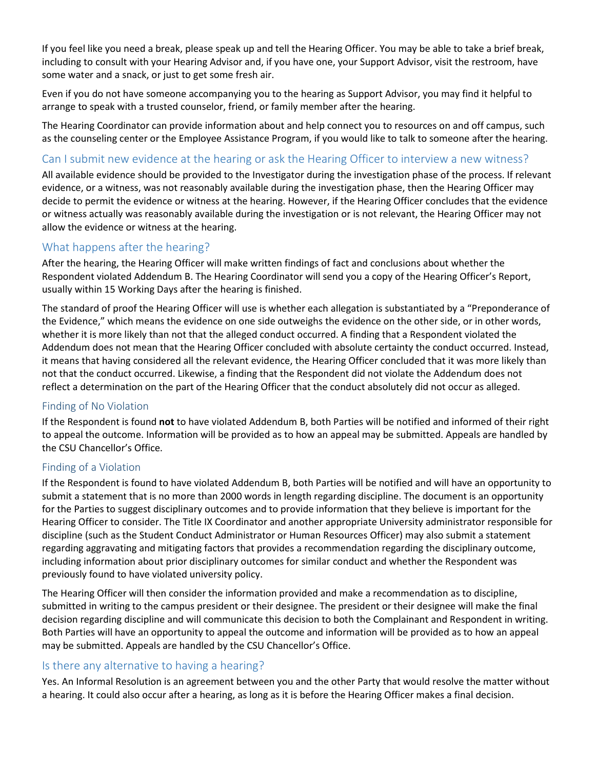If you feel like you need a break, please speak up and tell the Hearing Officer. You may be able to take a brief break, including to consult with your Hearing Advisor and, if you have one, your Support Advisor, visit the restroom, have some water and a snack, or just to get some fresh air.

Even if you do not have someone accompanying you to the hearing as Support Advisor, you may find it helpful to arrange to speak with a trusted counselor, friend, or family member after the hearing.

The Hearing Coordinator can provide information about and help connect you to resources on and off campus, such as the counseling center or the Employee Assistance Program, if you would like to talk to someone after the hearing.

## Can I submit new evidence at the hearing or ask the Hearing Officer to interview a new witness?

All available evidence should be provided to the Investigator during the investigation phase of the process. If relevant evidence, or a witness, was not reasonably available during the investigation phase, then the Hearing Officer may decide to permit the evidence or witness at the hearing. However, if the Hearing Officer concludes that the evidence or witness actually was reasonably available during the investigation or is not relevant, the Hearing Officer may not allow the evidence or witness at the hearing.

## What happens after the hearing?

After the hearing, the Hearing Officer will make written findings of fact and conclusions about whether the Respondent violated Addendum B. The Hearing Coordinator will send you a copy of the Hearing Officer's Report, usually within 15 Working Days after the hearing is finished.

The standard of proof the Hearing Officer will use is whether each allegation is substantiated by a "Preponderance of the Evidence," which means the evidence on one side outweighs the evidence on the other side, or in other words, whether it is more likely than not that the alleged conduct occurred. A finding that a Respondent violated the Addendum does not mean that the Hearing Officer concluded with absolute certainty the conduct occurred. Instead, it means that having considered all the relevant evidence, the Hearing Officer concluded that it was more likely than not that the conduct occurred. Likewise, a finding that the Respondent did not violate the Addendum does not reflect a determination on the part of the Hearing Officer that the conduct absolutely did not occur as alleged.

### Finding of No Violation

If the Respondent is found **not** to have violated Addendum B, both Parties will be notified and informed of their right to appeal the outcome. Information will be provided as to how an appeal may be submitted. Appeals are handled by the CSU Chancellor's Office.

### Finding of a Violation

If the Respondent is found to have violated Addendum B, both Parties will be notified and will have an opportunity to submit a statement that is no more than 2000 words in length regarding discipline. The document is an opportunity for the Parties to suggest disciplinary outcomes and to provide information that they believe is important for the Hearing Officer to consider. The Title IX Coordinator and another appropriate University administrator responsible for discipline (such as the Student Conduct Administrator or Human Resources Officer) may also submit a statement regarding aggravating and mitigating factors that provides a recommendation regarding the disciplinary outcome, including information about prior disciplinary outcomes for similar conduct and whether the Respondent was previously found to have violated university policy.

The Hearing Officer will then consider the information provided and make a recommendation as to discipline, submitted in writing to the campus president or their designee. The president or their designee will make the final decision regarding discipline and will communicate this decision to both the Complainant and Respondent in writing. Both Parties will have an opportunity to appeal the outcome and information will be provided as to how an appeal may be submitted. Appeals are handled by the CSU Chancellor's Office.

## Is there any alternative to having a hearing?

Yes. An Informal Resolution is an agreement between you and the other Party that would resolve the matter without a hearing. It could also occur after a hearing, as long as it is before the Hearing Officer makes a final decision.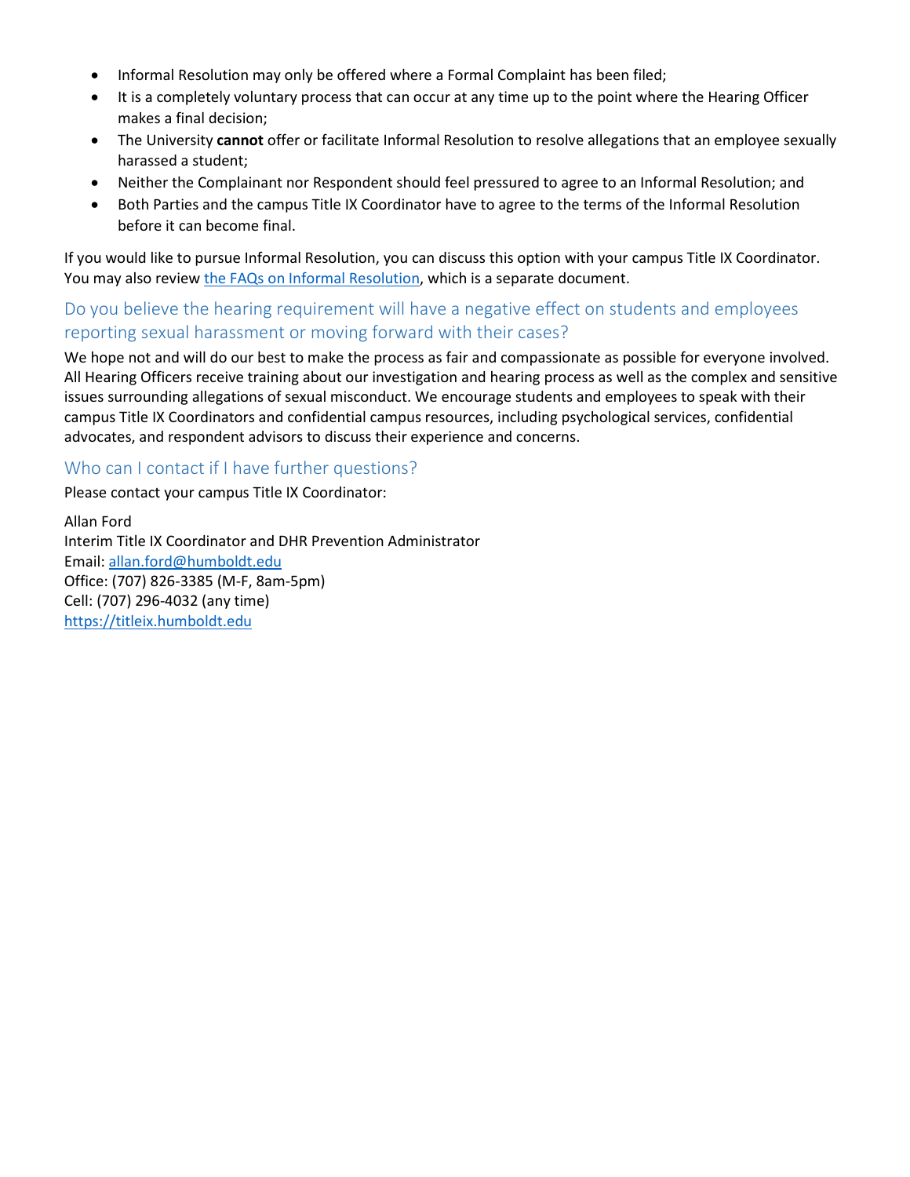- Informal Resolution may only be offered where a Formal Complaint has been filed;
- It is a completely voluntary process that can occur at any time up to the point where the Hearing Officer makes a final decision;
- The University **cannot** offer or facilitate Informal Resolution to resolve allegations that an employee sexually harassed a student;
- Neither the Complainant nor Respondent should feel pressured to agree to an Informal Resolution; and
- Both Parties and the campus Title IX Coordinator have to agree to the terms of the Informal Resolution before it can become final.

If you would like to pursue Informal Resolution, you can discuss this option with your campus Title IX Coordinator. You may also review [the FAQs on Informal Resolution](), which is a separate document.

## Do you believe the hearing requirement will have a negative effect on students and employees reporting sexual harassment or moving forward with their cases?

We hope not and will do our best to make the process as fair and compassionate as possible for everyone involved. All Hearing Officers receive training about our investigation and hearing process as well as the complex and sensitive issues surrounding allegations of sexual misconduct. We encourage students and employees to speak with their campus Title IX Coordinators and confidential campus resources, including psychological services, confidential advocates, and respondent advisors to discuss their experience and concerns.

## Who can I contact if I have further questions?

Please contact your campus Title IX Coordinator:

Allan Ford
Interim Title IX Coordinator and DHR Prevention Administrator
Email: [allan.ford@humboldt.edu](mailto:allan.ford@humboldt.edu)
Office: (707) 826-3385 (M-F, 8am-5pm)
Cell: (707) 296-4032 (any time)
[https://titleix.humboldt.edu](https://titleix.humboldt.edu)